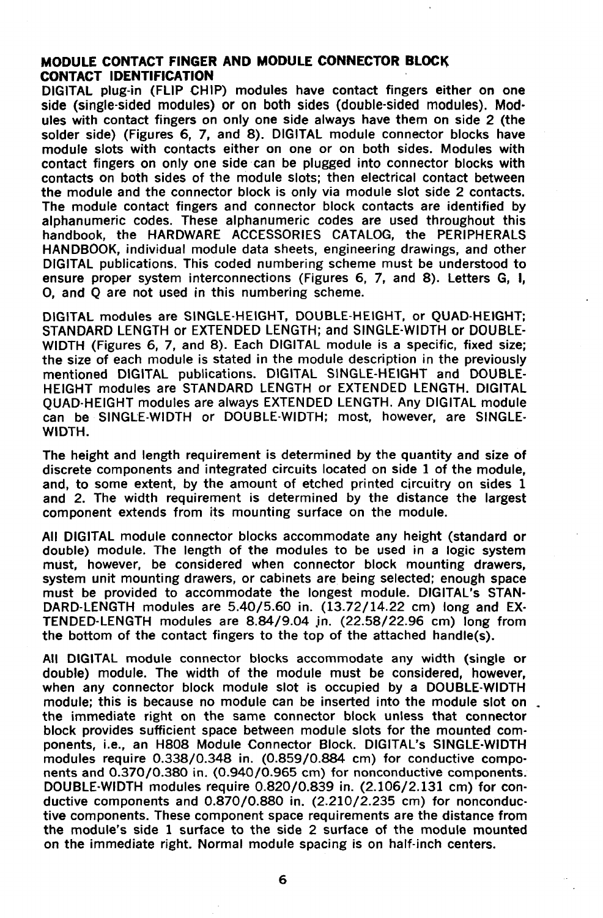## MODULE CONTACT FINGER AND MODULE CONNECTOR BLOCK CONTACT IDENTIFICATION

DIGITAL plug-in (FLIP CHIP) modules have contact fingers either on one side (single-sided modules) or on both sides (double-sided modules). Modules with contact fingers on only one side always have them on side 2 (the solder side) (Figures 6, 7, and 8). DIGITAL module connector blocks have module slots with contacts either on one or on both sides. Modules with contact fingers on only one side can be plugged into connector blocks with contacts on both sides of the module slots; then electrical contact between the module and the connector block is only via module slot side 2 contacts. The module contact fingers and connector block contacts are identified by alphanumeric codes. These alphanumeric codes are used throughout this handbook, the HARDWARE ACCESSORIES CATALOG, the PERIPHERALS HANDBOOK, individual module data sheets, engineering drawings, and other DIGITAL publications. This coded numbering scheme must be understood to ensure proper system interconnections (Figures 6, 7, and 8). Letters G, I, O, and Q are not used in this numbering scheme.

DIGITAL modules are SINGLE-HEIGHT, DOUBLE-HEIGHT, or QUAD-HEIGHT; STANDARD LENGTH or EXTENDED LENGTH; and SINGLE-WIDTH or DOUBLE-WIDTH (Figures 6, 7, and 8). Each DIGITAL module is a specific, fixed size; the size of each module is stated in the module description in the previously mentioned DIGITAL publications. DIGITAL SINGLE-HEIGHT and DOUBLE-HEIGHT modules are STANDARD LENGTH or EXTENDED LENGTH. DIGITAL QUAD-HEIGHT modules are always EXTENDED LENGTH. Any DIGITAL module can be SINGLE-WIDTH or DOUBLE-WIDTH; most, however, are SINGLE-WIDTH.

The height and length requirement is determined by the quantity and size of discrete components and integrated circuits located on side 1 of the module, and, to some extent, by the amount of etched printed circuitry on sides 1 and 2. The width requirement is determined by the distance the largest component extends from its mounting surface on the module.

All DIGITAL module connector blocks accommodate any height (standard or double) module. The length of the modules to be used in a logic system must, however, be considered when connector block mounting drawers, system unit mounting drawers, or cabinets are being selected; enough space must be provided to accommodate the longest module. DIGITAL's STANDARD-LENGTH modules are 5.40/5.60 in. (13.72/14.22 cm) long and EXTENDED-LENGTH modules are 8.84/9.04 in. (22.58/22.96 cm) long from the bottom of the contact fingers to the top of the attached handle(s).

All DIGITAL module connector blocks accommodate any width (single or double) module. The width of the module must be considered, however, when any connector block module slot is occupied by a DOUBLE-WIDTH module; this is because no module can be inserted into the module slot on the immediate right on the same connector block unless that connector block provides sufficient space between module slots for the mounted components, i.e., an H808 Module Connector Block. DIGITAL's SINGLE-WIDTH modules require 0.338/0.348 in. (0.859/0.884 cm) for conductive components and 0.370/0.380 in. (0.940/0.965 cm) for nonconductive components. DOUBLE-WIDTH modules require 0.820/0.839 in. (2.106/2.131 cm) for conductive components and 0.870/0.880 in. (2.210/2.235 cm) for nonconductive components. These component space requirements are the distance from the module's side 1 surface to the side 2 surface of the module mounted on the immediate right. Normal module spacing is on half-inch centers.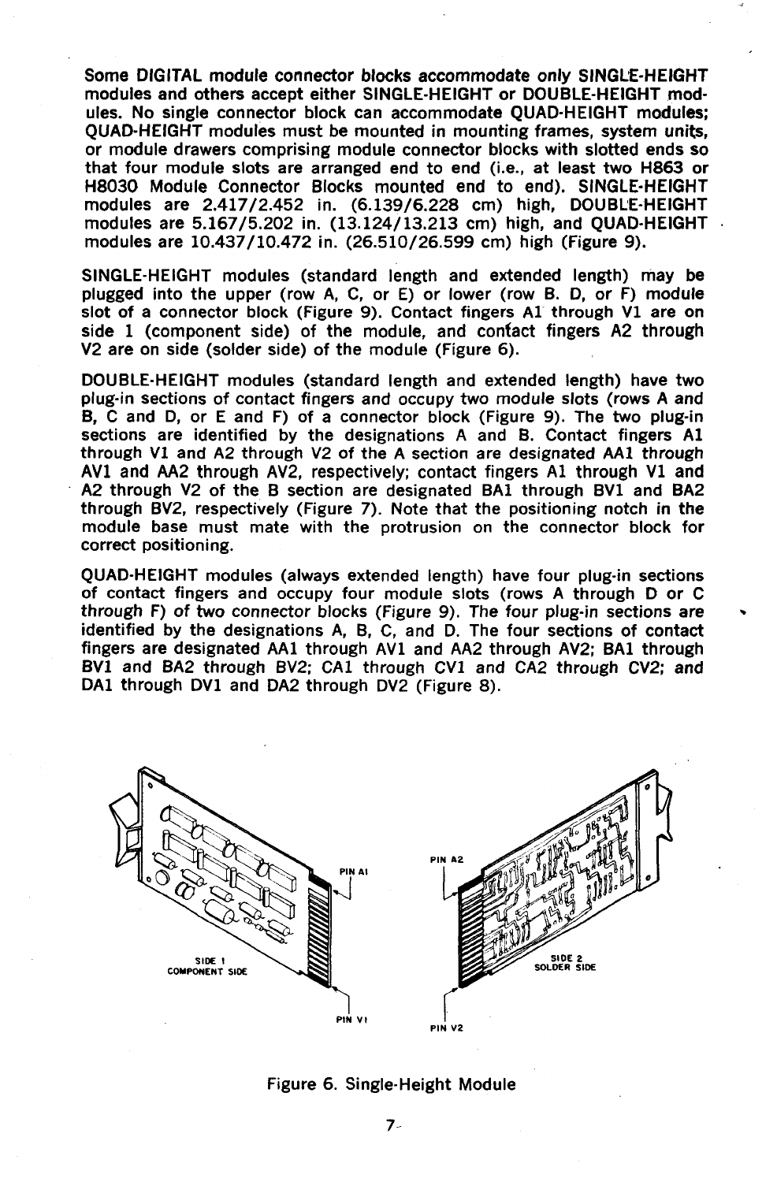Some DIGITAL module connector blocks accommodate only SINGLE-HEIGHT modules and others accept either SINGLE-HEIGHT or DOUBLE-HEIGHT modules. No single connector block can accommodate QUAD-HEIGHT modules; QUAD-HEIGHT modules must be mounted in mounting frames, system units, or module drawers comprising module connector blocks with slotted ends so that four module slots are arranged end to end (i.e., at least two H863 or H8030 Module Connector Blocks mounted end to end). SINGLE-HEIGHT modules are 2.417/2.452 in. (6.139/6.228 cm) high, DOUBLE-HEIGHT modules are 5.167/5.202 in. (13.124/13.213 cm) high, and QUAD-HEIGHT modules are 10.437/10.472 in. (26.510/26.599 cm) high (Figure 9).

SINGLE-HEIGHT modules (standard length and extended length) may be plugged into the upper (row A, C, or E) or lower (row B. D, or F) module slot of a connector block (Figure 9). Contact fingers A1 through V1 are on side 1 (component side) of the module, and contact fingers A2 through V2 are on side (solder side) of the module (Figure 6).

DOUBLE-HEIGHT modules (standard length and extended length) have two plug-in sections of contact fingers and occupy two module slots (rows A and B, C and D, or E and F) of a connector block (Figure 9). The two plug-in sections are identified by the designations A and B. Contact fingers A1 through V1 and A2 through V2 of the A section are designated AA1 through AV1 and AA2 through AV2, respectively; contact fingers A1 through V1 and A2 through V2 of the B section are designated BA1 through BV1 and BA2 through BV2, respectively (Figure 7). Note that the positioning notch in the module base must mate with the protrusion on the connector block for correct positioning.

QUAD-HEIGHT modules (always extended length) have four plug-in sections of contact fingers and occupy four module slots (rows A through D or C through F) of two connector blocks (Figure 9). The four plug-in sections are identified by the designations A, B, C, and D. The four sections of contact fingers are designated AA1 through AV1 and AA2 through AV2; BA1 through BV1 and BA2 through BV2; CA1 through CV1 and CA2 through CV2; and DA1 through DV1 and DA2 through DV2 (Figure 8).

Figure 6. Single-Height Module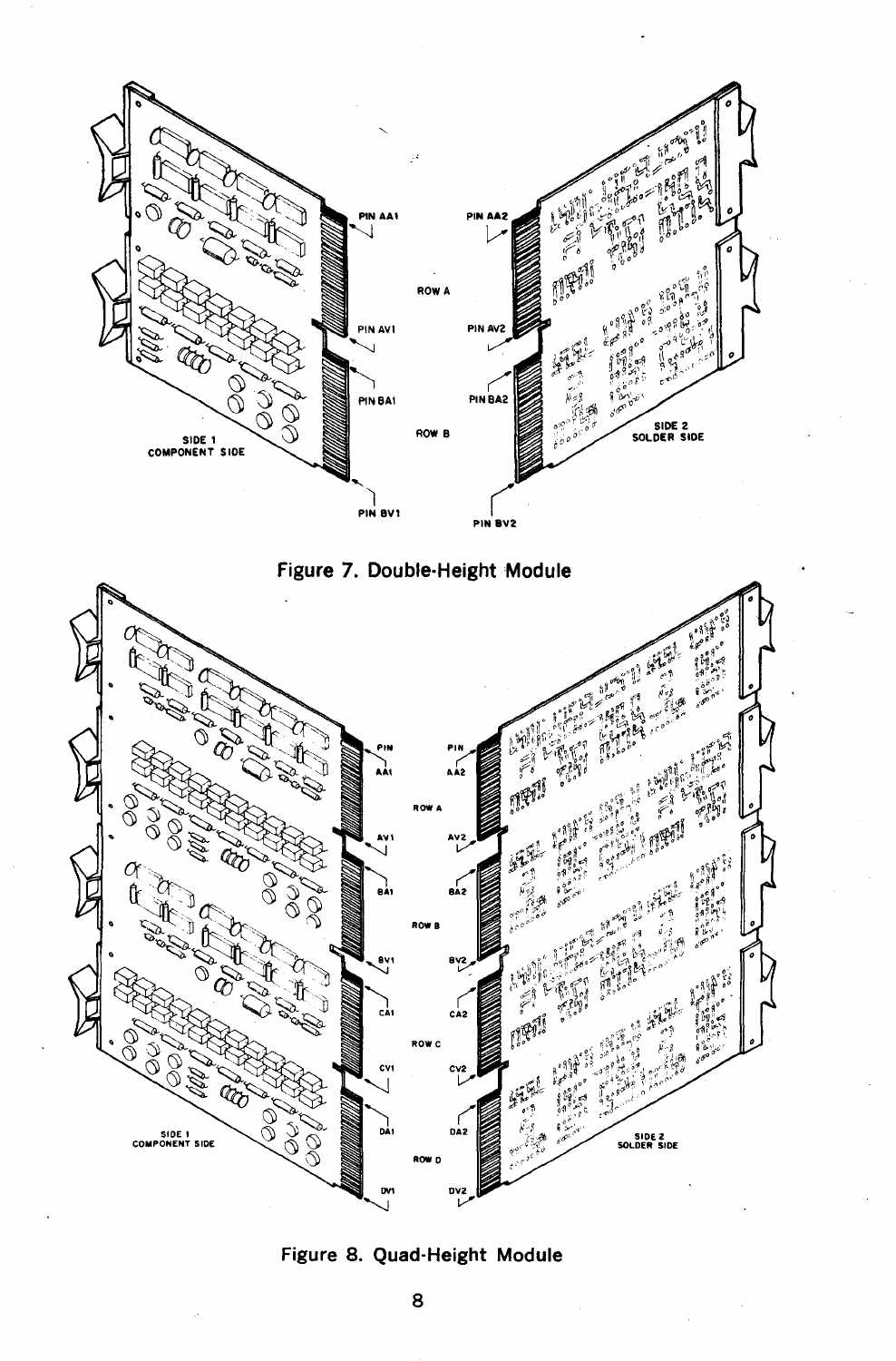Figure 7. Double-Height Module

Figure 8. Quad-Height Module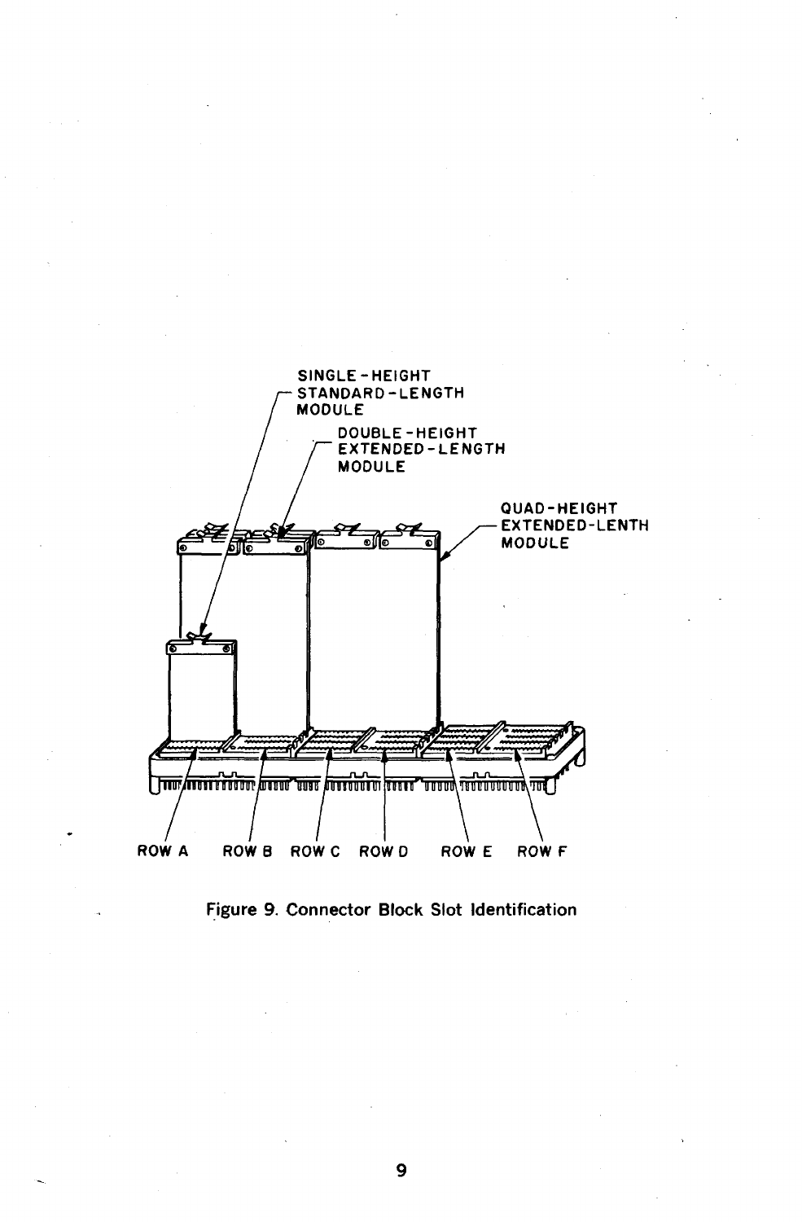Figure 9. Connector Block Slot Identification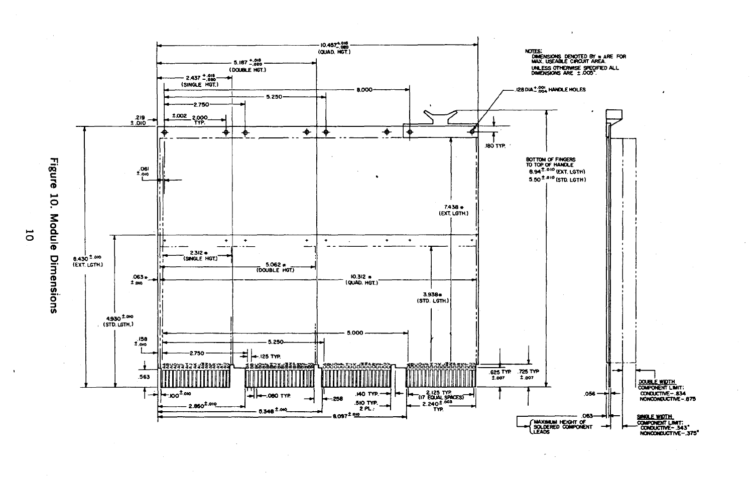NOTES:
DIMENSIONS DENOTED BY * ARE FOR MAX. USEABLE CIRCUIT AREA.
UNLESS OTHERWISE SPECIFIED ALL DIMENSIONS ARE ±.005".

10.457 $^{+.018}_{-.020}$ (QUAD. HGT.)

5.187 $^{+.018}_{-.020}$ (DOUBLE HGT.)

2.437 $^{+.018}_{-.020}$ (SINGLE HGT.)

8.000

5.250

2.750

.219 ±.010

±.002 2.000 TYP.

.128 DIA $^{+.001}_{-.004}$ HANDLE HOLES

.180 TYP.

BOTTOM OF FINGERS TO TOP OF HANDLE
8.94 ±.010 (EXT. LGTH)
5.50 ±.010 (STD. LGTH)

.061 ±.010

7.438 * (EXT. LGTH.)

8.430 ±.010 (EXT. LGTH.)

2.312 * (SINGLE HGT.)

5.062 * (DOUBLE HGT.)

.063 * ±.010

10.312 * (QUAD. HGT.)

3.938 * (STD. LGTH.)

4.930 ±.010 (STD. LGTH.)

5.000

5.250

.158 ±.010

2.750

.125 TYP.

.563

.625 TYP. ±.007

.725 TYP. ±.007

.100 ±.010

.080 TYP.

.140 TYP.

.258

2.125 TYP. (17 EQUAL SPACES)

.510 TYP. 2 PL.

2.240 ±.003 TYP.

2.850 ±.010

5.348 ±.010

8.097 ±.010

.056

DOUBLE WIDTH
COMPONENT LIMIT:
CONDUCTIVE - .834
NONCONDUCTIVE - .875

.063

SINGLE WIDTH
COMPONENT LIMIT:
CONDUCTIVE - .343"
NONCONDUCTIVE - .375"

MAXIMUM HEIGHT OF SOLDERED COMPONENT LEADS

Figure 10. Module Dimensions